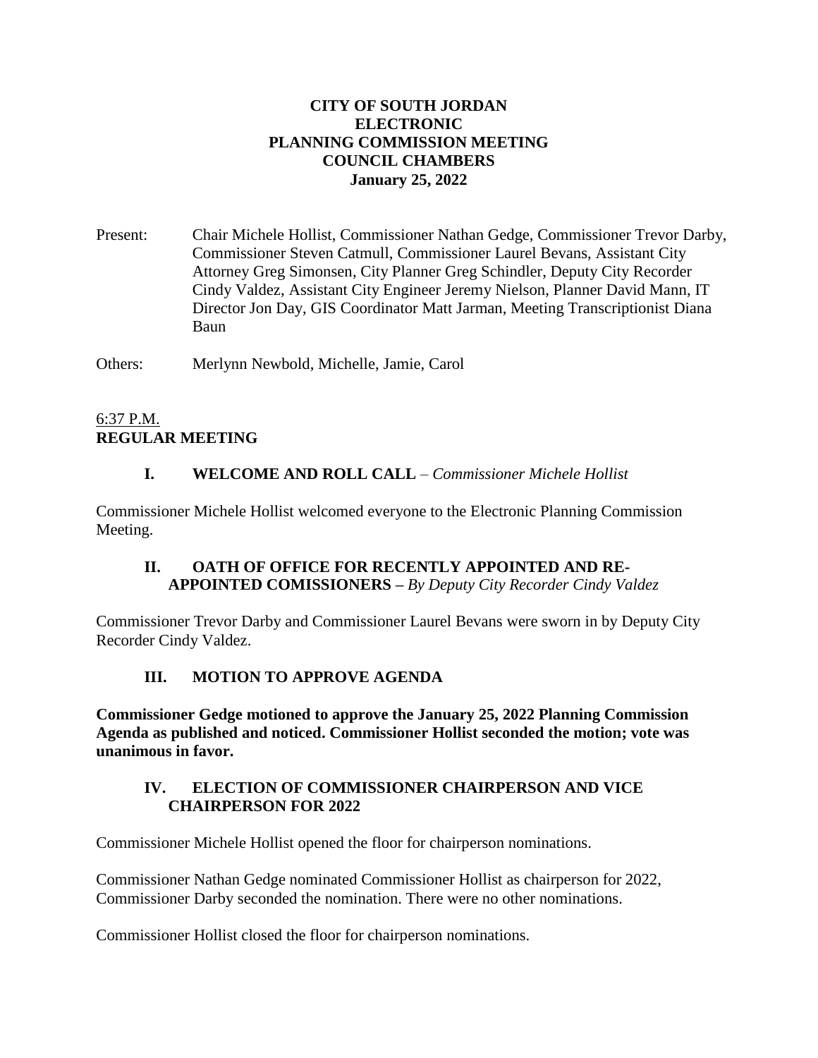# CITY OF SOUTH JORDAN
# ELECTRONIC
# PLANNING COMMISSION MEETING
# COUNCIL CHAMBERS
# January 25, 2022

Present: Chair Michele Hollist, Commissioner Nathan Gedge, Commissioner Trevor Darby, Commissioner Steven Catmull, Commissioner Laurel Bevans, Assistant City Attorney Greg Simonsen, City Planner Greg Schindler, Deputy City Recorder Cindy Valdez, Assistant City Engineer Jeremy Nielson, Planner David Mann, IT Director Jon Day, GIS Coordinator Matt Jarman, Meeting Transcriptionist Diana Baun

Others: Merlynn Newbold, Michelle, Jamie, Carol

6:37 P.M.
**REGULAR MEETING**

## I. WELCOME AND ROLL CALL – *Commissioner Michele Hollist*

Commissioner Michele Hollist welcomed everyone to the Electronic Planning Commission Meeting.

## II. OATH OF OFFICE FOR RECENTLY APPOINTED AND RE-APPOINTED COMISSIONERS – *By Deputy City Recorder Cindy Valdez*

Commissioner Trevor Darby and Commissioner Laurel Bevans were sworn in by Deputy City Recorder Cindy Valdez.

## III. MOTION TO APPROVE AGENDA

**Commissioner Gedge motioned to approve the January 25, 2022 Planning Commission Agenda as published and noticed. Commissioner Hollist seconded the motion; vote was unanimous in favor.**

## IV. ELECTION OF COMMISSIONER CHAIRPERSON AND VICE CHAIRPERSON FOR 2022

Commissioner Michele Hollist opened the floor for chairperson nominations.

Commissioner Nathan Gedge nominated Commissioner Hollist as chairperson for 2022, Commissioner Darby seconded the nomination. There were no other nominations.

Commissioner Hollist closed the floor for chairperson nominations.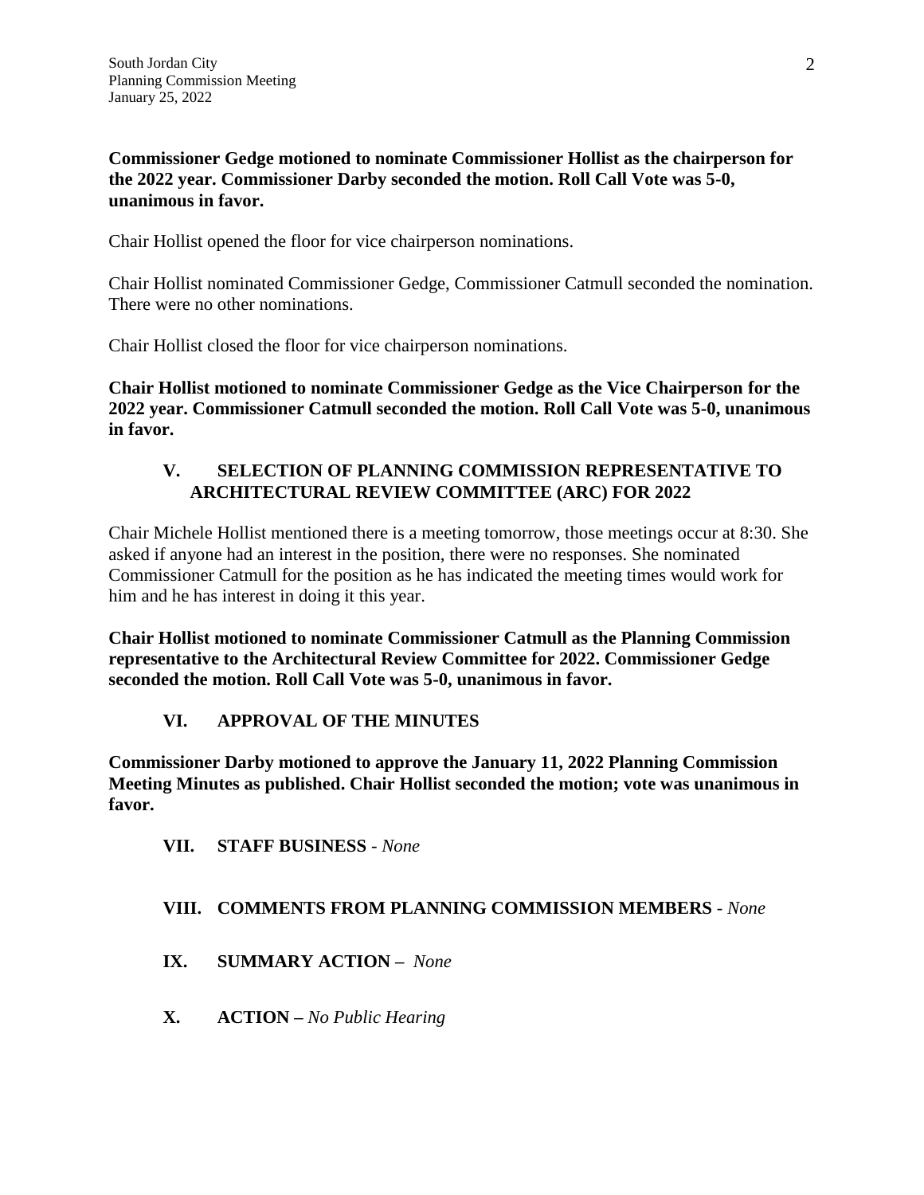**Commissioner Gedge motioned to nominate Commissioner Hollist as the chairperson for the 2022 year. Commissioner Darby seconded the motion. Roll Call Vote was 5-0, unanimous in favor.**

Chair Hollist opened the floor for vice chairperson nominations.

Chair Hollist nominated Commissioner Gedge, Commissioner Catmull seconded the nomination. There were no other nominations.

Chair Hollist closed the floor for vice chairperson nominations.

**Chair Hollist motioned to nominate Commissioner Gedge as the Vice Chairperson for the 2022 year. Commissioner Catmull seconded the motion. Roll Call Vote was 5-0, unanimous in favor.**

## V. SELECTION OF PLANNING COMMISSION REPRESENTATIVE TO ARCHITECTURAL REVIEW COMMITTEE (ARC) FOR 2022

Chair Michele Hollist mentioned there is a meeting tomorrow, those meetings occur at 8:30. She asked if anyone had an interest in the position, there were no responses. She nominated Commissioner Catmull for the position as he has indicated the meeting times would work for him and he has interest in doing it this year.

**Chair Hollist motioned to nominate Commissioner Catmull as the Planning Commission representative to the Architectural Review Committee for 2022. Commissioner Gedge seconded the motion. Roll Call Vote was 5-0, unanimous in favor.**

## VI. APPROVAL OF THE MINUTES

**Commissioner Darby motioned to approve the January 11, 2022 Planning Commission Meeting Minutes as published. Chair Hollist seconded the motion; vote was unanimous in favor.**

## VII. STAFF BUSINESS - *None*

## VIII. COMMENTS FROM PLANNING COMMISSION MEMBERS - *None*

## IX. SUMMARY ACTION – *None*

## X. ACTION – *No Public Hearing*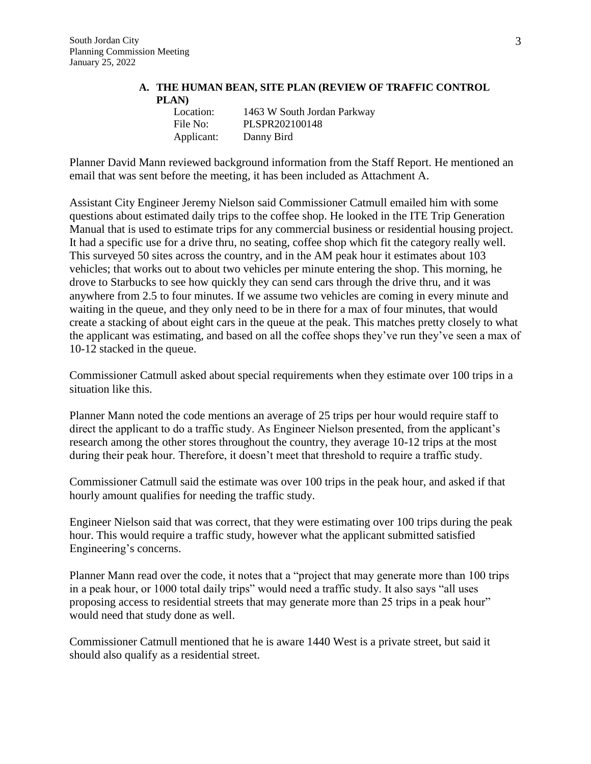### A. THE HUMAN BEAN, SITE PLAN (REVIEW OF TRAFFIC CONTROL PLAN)

Location: 1463 W South Jordan Parkway
File No: PLSPR202100148
Applicant: Danny Bird

Planner David Mann reviewed background information from the Staff Report. He mentioned an email that was sent before the meeting, it has been included as Attachment A.

Assistant City Engineer Jeremy Nielson said Commissioner Catmull emailed him with some questions about estimated daily trips to the coffee shop. He looked in the ITE Trip Generation Manual that is used to estimate trips for any commercial business or residential housing project. It had a specific use for a drive thru, no seating, coffee shop which fit the category really well. This surveyed 50 sites across the country, and in the AM peak hour it estimates about 103 vehicles; that works out to about two vehicles per minute entering the shop. This morning, he drove to Starbucks to see how quickly they can send cars through the drive thru, and it was anywhere from 2.5 to four minutes. If we assume two vehicles are coming in every minute and waiting in the queue, and they only need to be in there for a max of four minutes, that would create a stacking of about eight cars in the queue at the peak. This matches pretty closely to what the applicant was estimating, and based on all the coffee shops they've run they've seen a max of 10-12 stacked in the queue.

Commissioner Catmull asked about special requirements when they estimate over 100 trips in a situation like this.

Planner Mann noted the code mentions an average of 25 trips per hour would require staff to direct the applicant to do a traffic study. As Engineer Nielson presented, from the applicant's research among the other stores throughout the country, they average 10-12 trips at the most during their peak hour. Therefore, it doesn't meet that threshold to require a traffic study.

Commissioner Catmull said the estimate was over 100 trips in the peak hour, and asked if that hourly amount qualifies for needing the traffic study.

Engineer Nielson said that was correct, that they were estimating over 100 trips during the peak hour. This would require a traffic study, however what the applicant submitted satisfied Engineering's concerns.

Planner Mann read over the code, it notes that a "project that may generate more than 100 trips in a peak hour, or 1000 total daily trips" would need a traffic study. It also says "all uses proposing access to residential streets that may generate more than 25 trips in a peak hour" would need that study done as well.

Commissioner Catmull mentioned that he is aware 1440 West is a private street, but said it should also qualify as a residential street.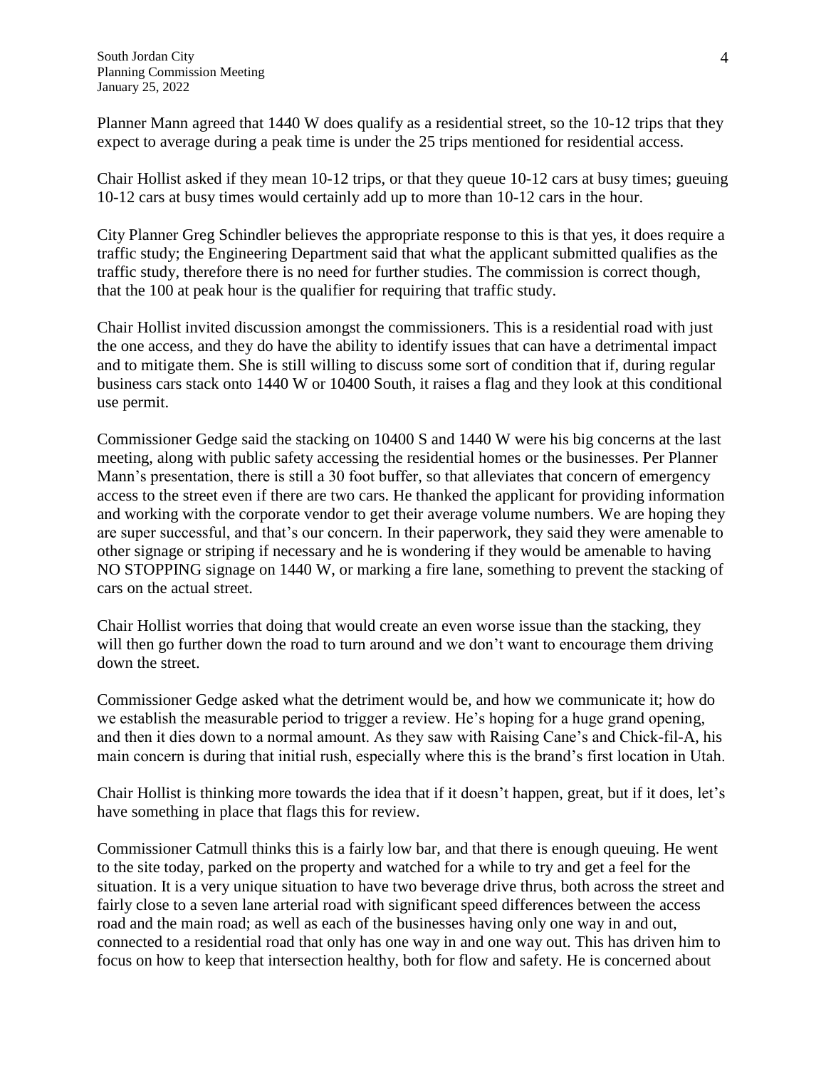Planner Mann agreed that 1440 W does qualify as a residential street, so the 10-12 trips that they expect to average during a peak time is under the 25 trips mentioned for residential access.

Chair Hollist asked if they mean 10-12 trips, or that they queue 10-12 cars at busy times; gueuing 10-12 cars at busy times would certainly add up to more than 10-12 cars in the hour.

City Planner Greg Schindler believes the appropriate response to this is that yes, it does require a traffic study; the Engineering Department said that what the applicant submitted qualifies as the traffic study, therefore there is no need for further studies. The commission is correct though, that the 100 at peak hour is the qualifier for requiring that traffic study.

Chair Hollist invited discussion amongst the commissioners. This is a residential road with just the one access, and they do have the ability to identify issues that can have a detrimental impact and to mitigate them. She is still willing to discuss some sort of condition that if, during regular business cars stack onto 1440 W or 10400 South, it raises a flag and they look at this conditional use permit.

Commissioner Gedge said the stacking on 10400 S and 1440 W were his big concerns at the last meeting, along with public safety accessing the residential homes or the businesses. Per Planner Mann's presentation, there is still a 30 foot buffer, so that alleviates that concern of emergency access to the street even if there are two cars. He thanked the applicant for providing information and working with the corporate vendor to get their average volume numbers. We are hoping they are super successful, and that's our concern. In their paperwork, they said they were amenable to other signage or striping if necessary and he is wondering if they would be amenable to having NO STOPPING signage on 1440 W, or marking a fire lane, something to prevent the stacking of cars on the actual street.

Chair Hollist worries that doing that would create an even worse issue than the stacking, they will then go further down the road to turn around and we don't want to encourage them driving down the street.

Commissioner Gedge asked what the detriment would be, and how we communicate it; how do we establish the measurable period to trigger a review. He's hoping for a huge grand opening, and then it dies down to a normal amount. As they saw with Raising Cane's and Chick-fil-A, his main concern is during that initial rush, especially where this is the brand's first location in Utah.

Chair Hollist is thinking more towards the idea that if it doesn't happen, great, but if it does, let's have something in place that flags this for review.

Commissioner Catmull thinks this is a fairly low bar, and that there is enough queuing. He went to the site today, parked on the property and watched for a while to try and get a feel for the situation. It is a very unique situation to have two beverage drive thrus, both across the street and fairly close to a seven lane arterial road with significant speed differences between the access road and the main road; as well as each of the businesses having only one way in and out, connected to a residential road that only has one way in and one way out. This has driven him to focus on how to keep that intersection healthy, both for flow and safety. He is concerned about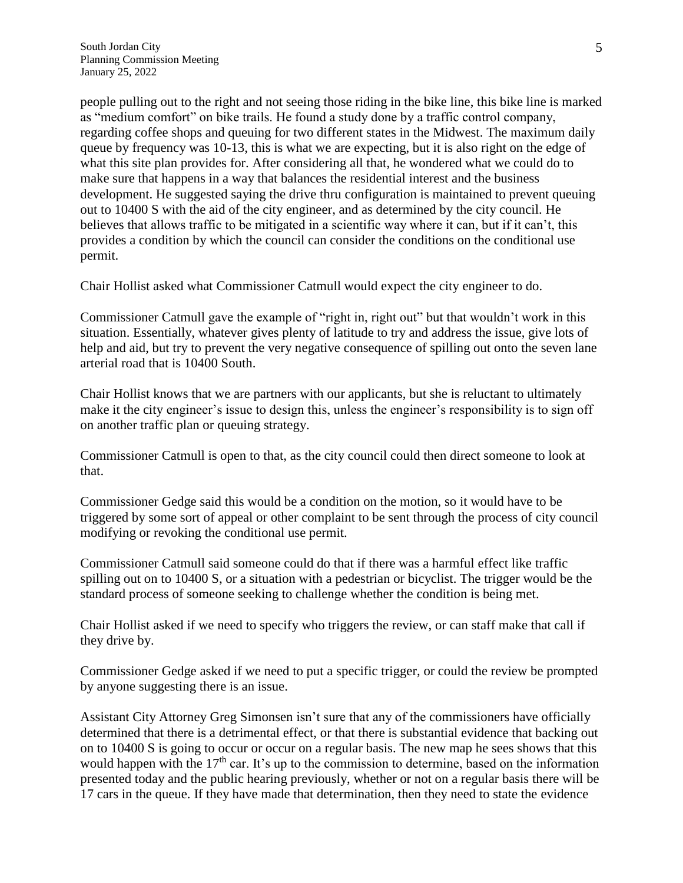people pulling out to the right and not seeing those riding in the bike line, this bike line is marked as "medium comfort" on bike trails. He found a study done by a traffic control company, regarding coffee shops and queuing for two different states in the Midwest. The maximum daily queue by frequency was 10-13, this is what we are expecting, but it is also right on the edge of what this site plan provides for. After considering all that, he wondered what we could do to make sure that happens in a way that balances the residential interest and the business development. He suggested saying the drive thru configuration is maintained to prevent queuing out to 10400 S with the aid of the city engineer, and as determined by the city council. He believes that allows traffic to be mitigated in a scientific way where it can, but if it can't, this provides a condition by which the council can consider the conditions on the conditional use permit.

Chair Hollist asked what Commissioner Catmull would expect the city engineer to do.

Commissioner Catmull gave the example of "right in, right out" but that wouldn't work in this situation. Essentially, whatever gives plenty of latitude to try and address the issue, give lots of help and aid, but try to prevent the very negative consequence of spilling out onto the seven lane arterial road that is 10400 South.

Chair Hollist knows that we are partners with our applicants, but she is reluctant to ultimately make it the city engineer's issue to design this, unless the engineer's responsibility is to sign off on another traffic plan or queuing strategy.

Commissioner Catmull is open to that, as the city council could then direct someone to look at that.

Commissioner Gedge said this would be a condition on the motion, so it would have to be triggered by some sort of appeal or other complaint to be sent through the process of city council modifying or revoking the conditional use permit.

Commissioner Catmull said someone could do that if there was a harmful effect like traffic spilling out on to 10400 S, or a situation with a pedestrian or bicyclist. The trigger would be the standard process of someone seeking to challenge whether the condition is being met.

Chair Hollist asked if we need to specify who triggers the review, or can staff make that call if they drive by.

Commissioner Gedge asked if we need to put a specific trigger, or could the review be prompted by anyone suggesting there is an issue.

Assistant City Attorney Greg Simonsen isn't sure that any of the commissioners have officially determined that there is a detrimental effect, or that there is substantial evidence that backing out on to 10400 S is going to occur or occur on a regular basis. The new map he sees shows that this would happen with the 17th car. It's up to the commission to determine, based on the information presented today and the public hearing previously, whether or not on a regular basis there will be 17 cars in the queue. If they have made that determination, then they need to state the evidence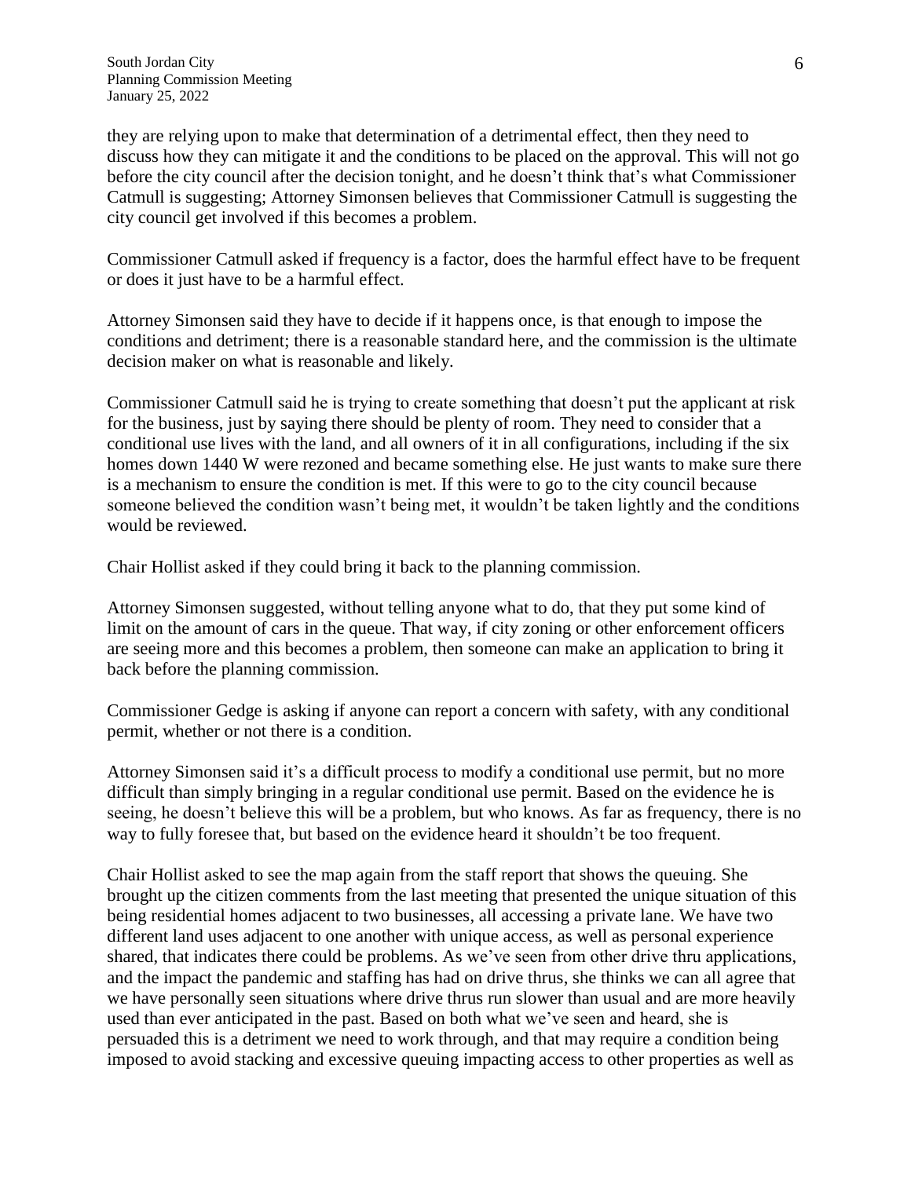they are relying upon to make that determination of a detrimental effect, then they need to discuss how they can mitigate it and the conditions to be placed on the approval. This will not go before the city council after the decision tonight, and he doesn't think that's what Commissioner Catmull is suggesting; Attorney Simonsen believes that Commissioner Catmull is suggesting the city council get involved if this becomes a problem.

Commissioner Catmull asked if frequency is a factor, does the harmful effect have to be frequent or does it just have to be a harmful effect.

Attorney Simonsen said they have to decide if it happens once, is that enough to impose the conditions and detriment; there is a reasonable standard here, and the commission is the ultimate decision maker on what is reasonable and likely.

Commissioner Catmull said he is trying to create something that doesn't put the applicant at risk for the business, just by saying there should be plenty of room. They need to consider that a conditional use lives with the land, and all owners of it in all configurations, including if the six homes down 1440 W were rezoned and became something else. He just wants to make sure there is a mechanism to ensure the condition is met. If this were to go to the city council because someone believed the condition wasn't being met, it wouldn't be taken lightly and the conditions would be reviewed.

Chair Hollist asked if they could bring it back to the planning commission.

Attorney Simonsen suggested, without telling anyone what to do, that they put some kind of limit on the amount of cars in the queue. That way, if city zoning or other enforcement officers are seeing more and this becomes a problem, then someone can make an application to bring it back before the planning commission.

Commissioner Gedge is asking if anyone can report a concern with safety, with any conditional permit, whether or not there is a condition.

Attorney Simonsen said it's a difficult process to modify a conditional use permit, but no more difficult than simply bringing in a regular conditional use permit. Based on the evidence he is seeing, he doesn't believe this will be a problem, but who knows. As far as frequency, there is no way to fully foresee that, but based on the evidence heard it shouldn't be too frequent.

Chair Hollist asked to see the map again from the staff report that shows the queuing. She brought up the citizen comments from the last meeting that presented the unique situation of this being residential homes adjacent to two businesses, all accessing a private lane. We have two different land uses adjacent to one another with unique access, as well as personal experience shared, that indicates there could be problems. As we've seen from other drive thru applications, and the impact the pandemic and staffing has had on drive thrus, she thinks we can all agree that we have personally seen situations where drive thrus run slower than usual and are more heavily used than ever anticipated in the past. Based on both what we've seen and heard, she is persuaded this is a detriment we need to work through, and that may require a condition being imposed to avoid stacking and excessive queuing impacting access to other properties as well as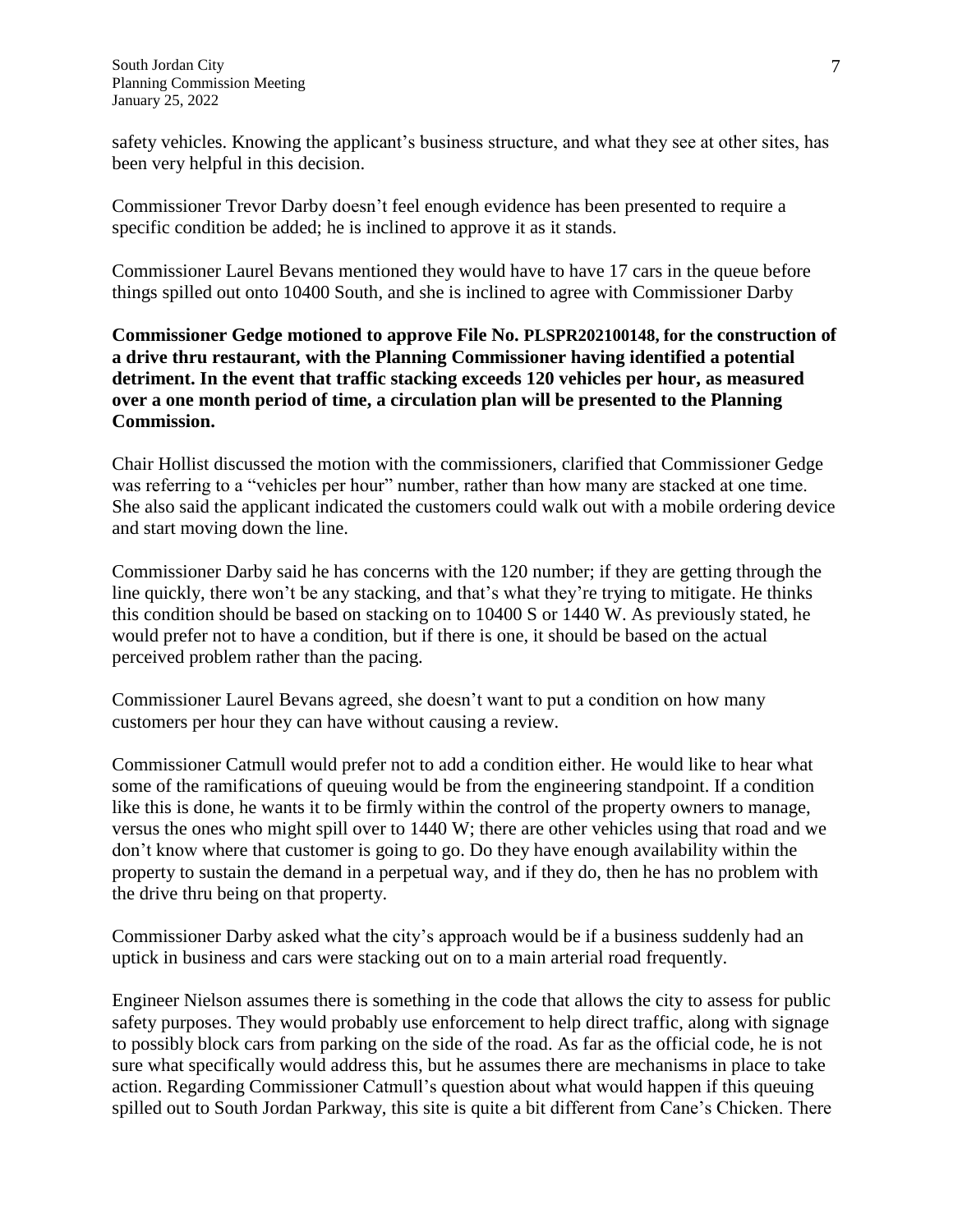safety vehicles. Knowing the applicant's business structure, and what they see at other sites, has been very helpful in this decision.

Commissioner Trevor Darby doesn't feel enough evidence has been presented to require a specific condition be added; he is inclined to approve it as it stands.

Commissioner Laurel Bevans mentioned they would have to have 17 cars in the queue before things spilled out onto 10400 South, and she is inclined to agree with Commissioner Darby

**Commissioner Gedge motioned to approve File No. PLSPR202100148, for the construction of a drive thru restaurant, with the Planning Commissioner having identified a potential detriment. In the event that traffic stacking exceeds 120 vehicles per hour, as measured over a one month period of time, a circulation plan will be presented to the Planning Commission.**

Chair Hollist discussed the motion with the commissioners, clarified that Commissioner Gedge was referring to a "vehicles per hour" number, rather than how many are stacked at one time. She also said the applicant indicated the customers could walk out with a mobile ordering device and start moving down the line.

Commissioner Darby said he has concerns with the 120 number; if they are getting through the line quickly, there won't be any stacking, and that's what they're trying to mitigate. He thinks this condition should be based on stacking on to 10400 S or 1440 W. As previously stated, he would prefer not to have a condition, but if there is one, it should be based on the actual perceived problem rather than the pacing.

Commissioner Laurel Bevans agreed, she doesn't want to put a condition on how many customers per hour they can have without causing a review.

Commissioner Catmull would prefer not to add a condition either. He would like to hear what some of the ramifications of queuing would be from the engineering standpoint. If a condition like this is done, he wants it to be firmly within the control of the property owners to manage, versus the ones who might spill over to 1440 W; there are other vehicles using that road and we don't know where that customer is going to go. Do they have enough availability within the property to sustain the demand in a perpetual way, and if they do, then he has no problem with the drive thru being on that property.

Commissioner Darby asked what the city's approach would be if a business suddenly had an uptick in business and cars were stacking out on to a main arterial road frequently.

Engineer Nielson assumes there is something in the code that allows the city to assess for public safety purposes. They would probably use enforcement to help direct traffic, along with signage to possibly block cars from parking on the side of the road. As far as the official code, he is not sure what specifically would address this, but he assumes there are mechanisms in place to take action. Regarding Commissioner Catmull's question about what would happen if this queuing spilled out to South Jordan Parkway, this site is quite a bit different from Cane's Chicken. There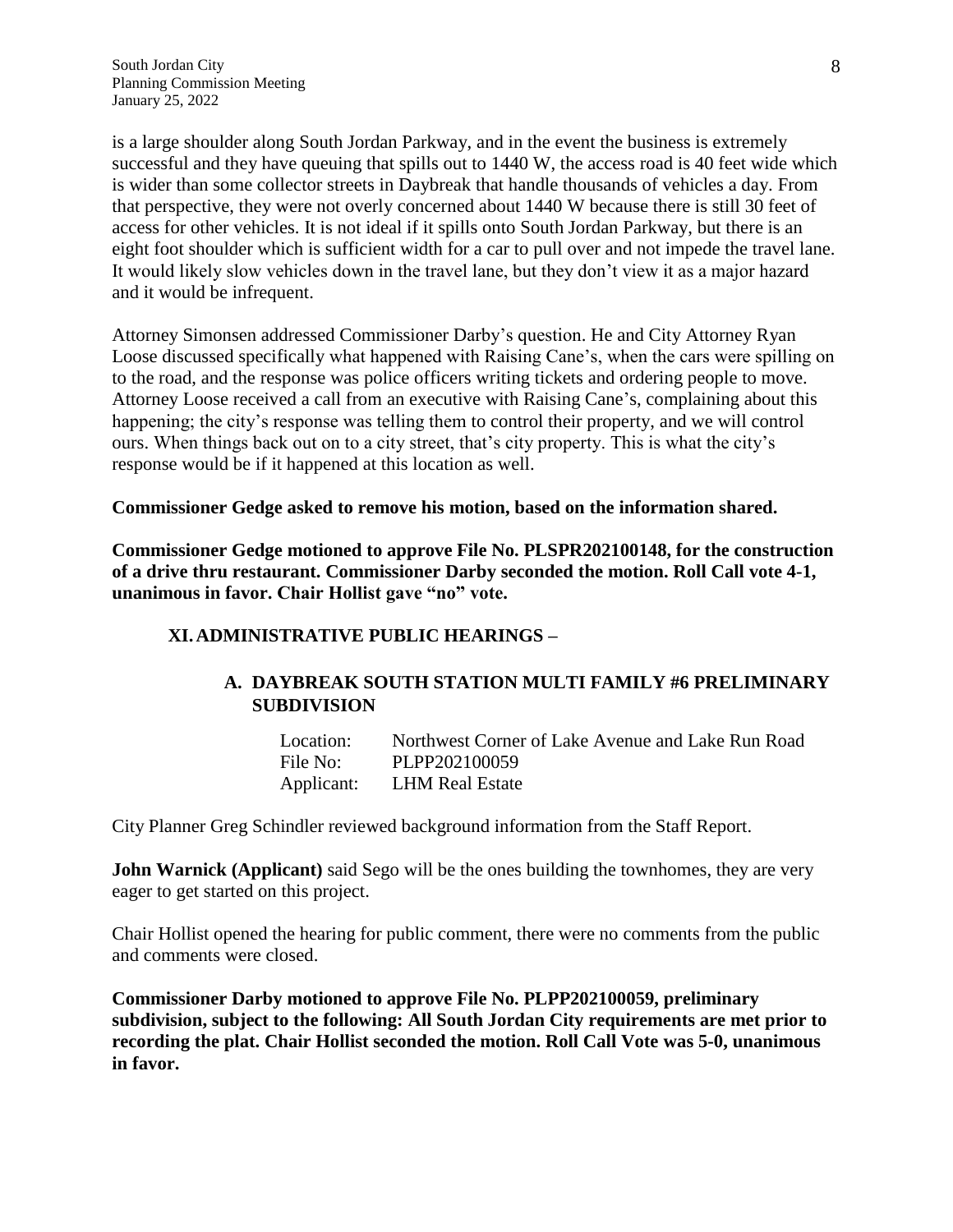is a large shoulder along South Jordan Parkway, and in the event the business is extremely successful and they have queuing that spills out to 1440 W, the access road is 40 feet wide which is wider than some collector streets in Daybreak that handle thousands of vehicles a day. From that perspective, they were not overly concerned about 1440 W because there is still 30 feet of access for other vehicles. It is not ideal if it spills onto South Jordan Parkway, but there is an eight foot shoulder which is sufficient width for a car to pull over and not impede the travel lane. It would likely slow vehicles down in the travel lane, but they don't view it as a major hazard and it would be infrequent.

Attorney Simonsen addressed Commissioner Darby's question. He and City Attorney Ryan Loose discussed specifically what happened with Raising Cane's, when the cars were spilling on to the road, and the response was police officers writing tickets and ordering people to move. Attorney Loose received a call from an executive with Raising Cane's, complaining about this happening; the city's response was telling them to control their property, and we will control ours. When things back out on to a city street, that's city property. This is what the city's response would be if it happened at this location as well.

**Commissioner Gedge asked to remove his motion, based on the information shared.**

**Commissioner Gedge motioned to approve File No. PLSPR202100148, for the construction of a drive thru restaurant. Commissioner Darby seconded the motion. Roll Call vote 4-1, unanimous in favor. Chair Hollist gave "no" vote.**

## XI. ADMINISTRATIVE PUBLIC HEARINGS –

### A. DAYBREAK SOUTH STATION MULTI FAMILY #6 PRELIMINARY SUBDIVISION

Location: Northwest Corner of Lake Avenue and Lake Run Road
File No: PLPP202100059
Applicant: LHM Real Estate

City Planner Greg Schindler reviewed background information from the Staff Report.

**John Warnick (Applicant)** said Sego will be the ones building the townhomes, they are very eager to get started on this project.

Chair Hollist opened the hearing for public comment, there were no comments from the public and comments were closed.

**Commissioner Darby motioned to approve File No. PLPP202100059, preliminary subdivision, subject to the following: All South Jordan City requirements are met prior to recording the plat. Chair Hollist seconded the motion. Roll Call Vote was 5-0, unanimous in favor.**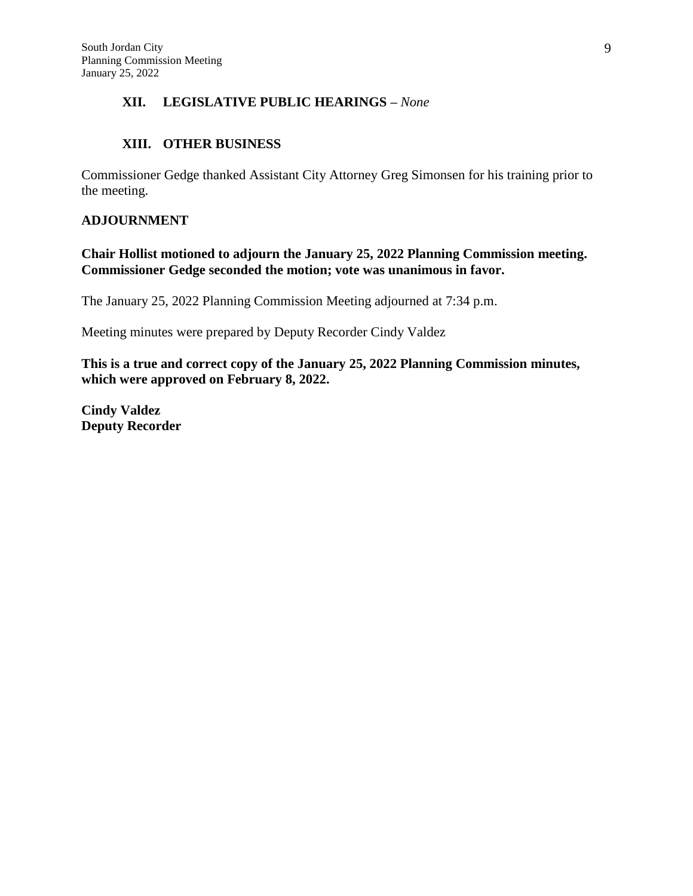## XII. LEGISLATIVE PUBLIC HEARINGS – *None*

## XIII. OTHER BUSINESS

Commissioner Gedge thanked Assistant City Attorney Greg Simonsen for his training prior to the meeting.

**ADJOURNMENT**

**Chair Hollist motioned to adjourn the January 25, 2022 Planning Commission meeting. Commissioner Gedge seconded the motion; vote was unanimous in favor.**

The January 25, 2022 Planning Commission Meeting adjourned at 7:34 p.m.

Meeting minutes were prepared by Deputy Recorder Cindy Valdez

**This is a true and correct copy of the January 25, 2022 Planning Commission minutes, which were approved on February 8, 2022.**

**Cindy Valdez**
**Deputy Recorder**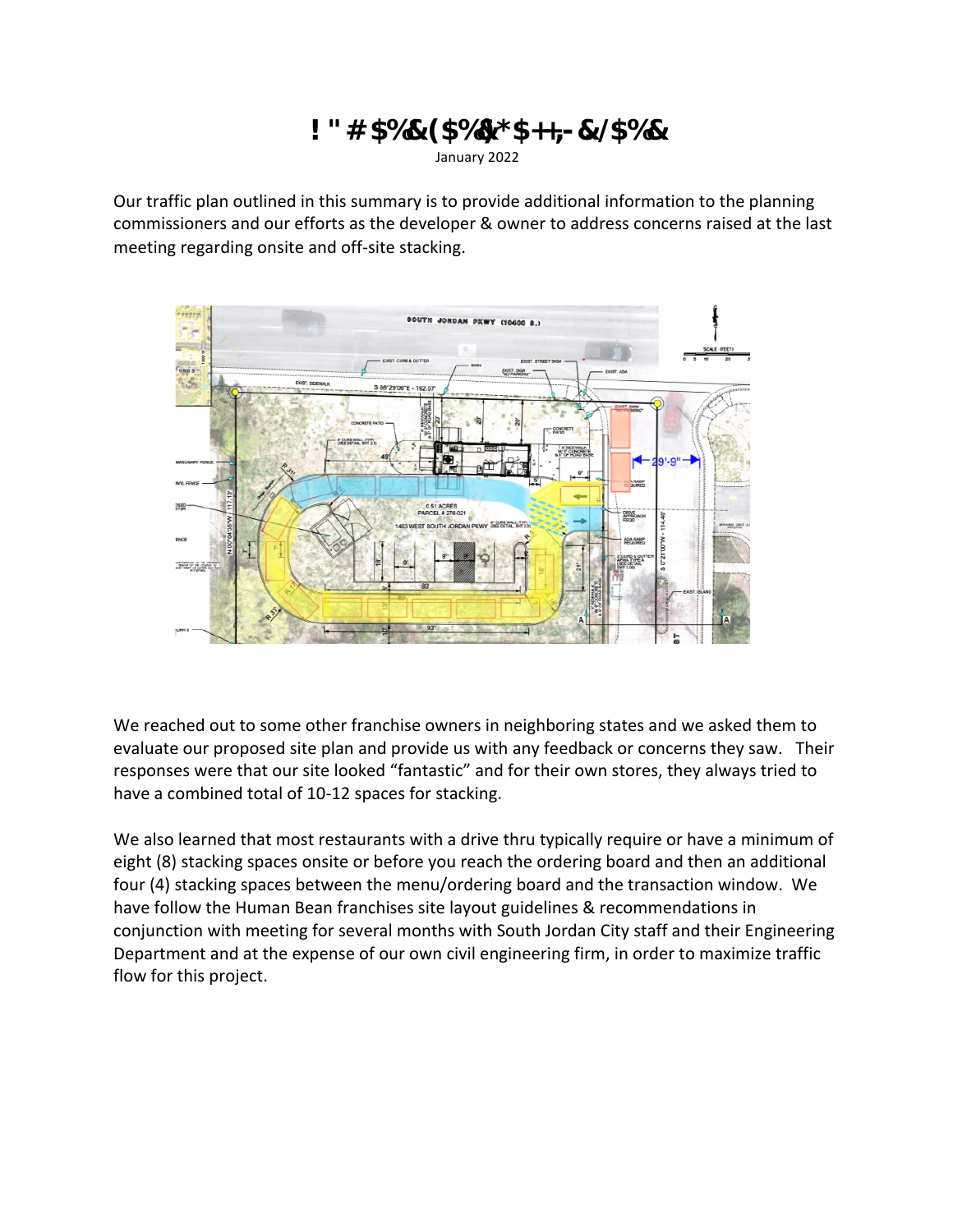# !"#$%&($%&*$++,-&/$%&

January 2022

Our traffic plan outlined in this summary is to provide additional information to the planning commissioners and our efforts as the developer & owner to address concerns raised at the last meeting regarding onsite and off-site stacking.

We reached out to some other franchise owners in neighboring states and we asked them to evaluate our proposed site plan and provide us with any feedback or concerns they saw. Their responses were that our site looked "fantastic" and for their own stores, they always tried to have a combined total of 10-12 spaces for stacking.

We also learned that most restaurants with a drive thru typically require or have a minimum of eight (8) stacking spaces onsite or before you reach the ordering board and then an additional four (4) stacking spaces between the menu/ordering board and the transaction window. We have follow the Human Bean franchises site layout guidelines & recommendations in conjunction with meeting for several months with South Jordan City staff and their Engineering Department and at the expense of our own civil engineering firm, in order to maximize traffic flow for this project.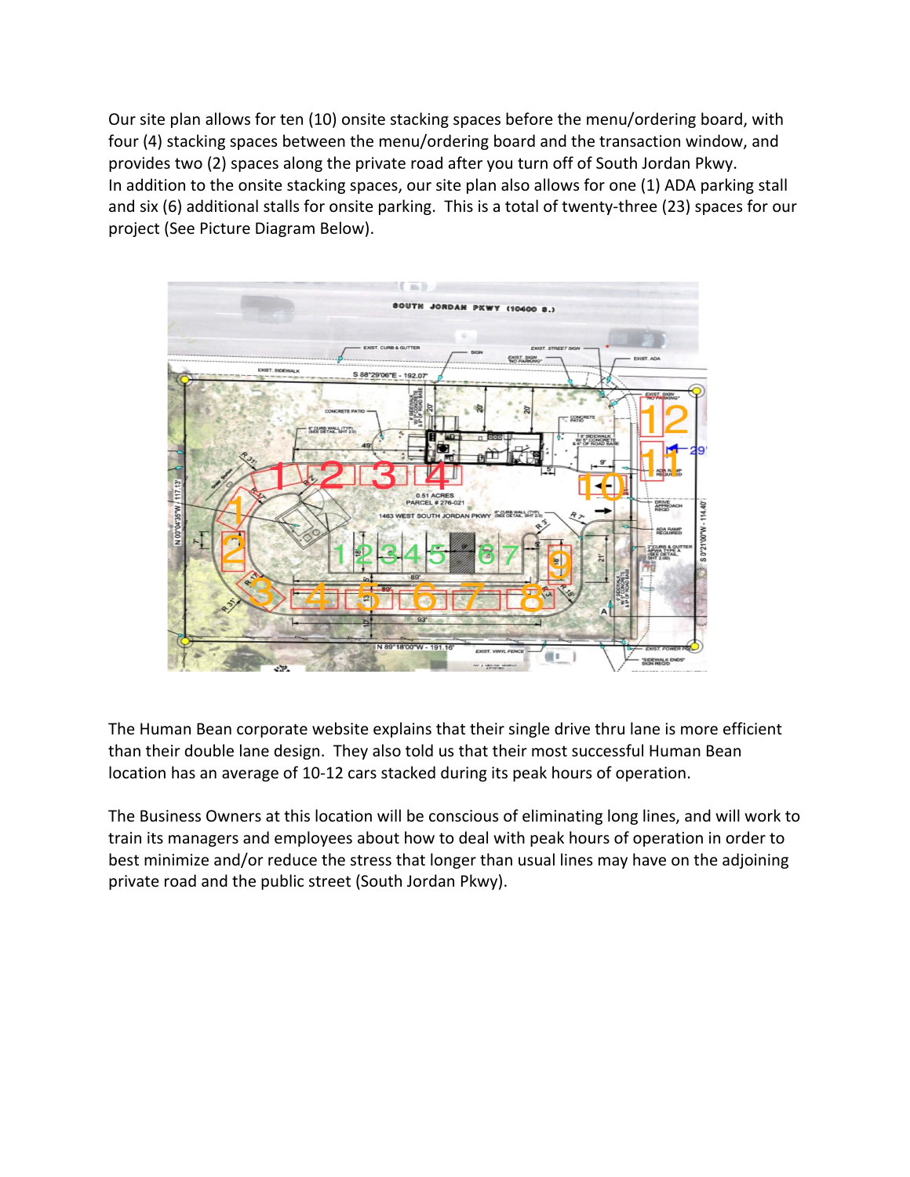Our site plan allows for ten (10) onsite stacking spaces before the menu/ordering board, with four (4) stacking spaces between the menu/ordering board and the transaction window, and provides two (2) spaces along the private road after you turn off of South Jordan Pkwy.
In addition to the onsite stacking spaces, our site plan also allows for one (1) ADA parking stall and six (6) additional stalls for onsite parking. This is a total of twenty-three (23) spaces for our project (See Picture Diagram Below).

The Human Bean corporate website explains that their single drive thru lane is more efficient than their double lane design. They also told us that their most successful Human Bean location has an average of 10-12 cars stacked during its peak hours of operation.

The Business Owners at this location will be conscious of eliminating long lines, and will work to train its managers and employees about how to deal with peak hours of operation in order to best minimize and/or reduce the stress that longer than usual lines may have on the adjoining private road and the public street (South Jordan Pkwy).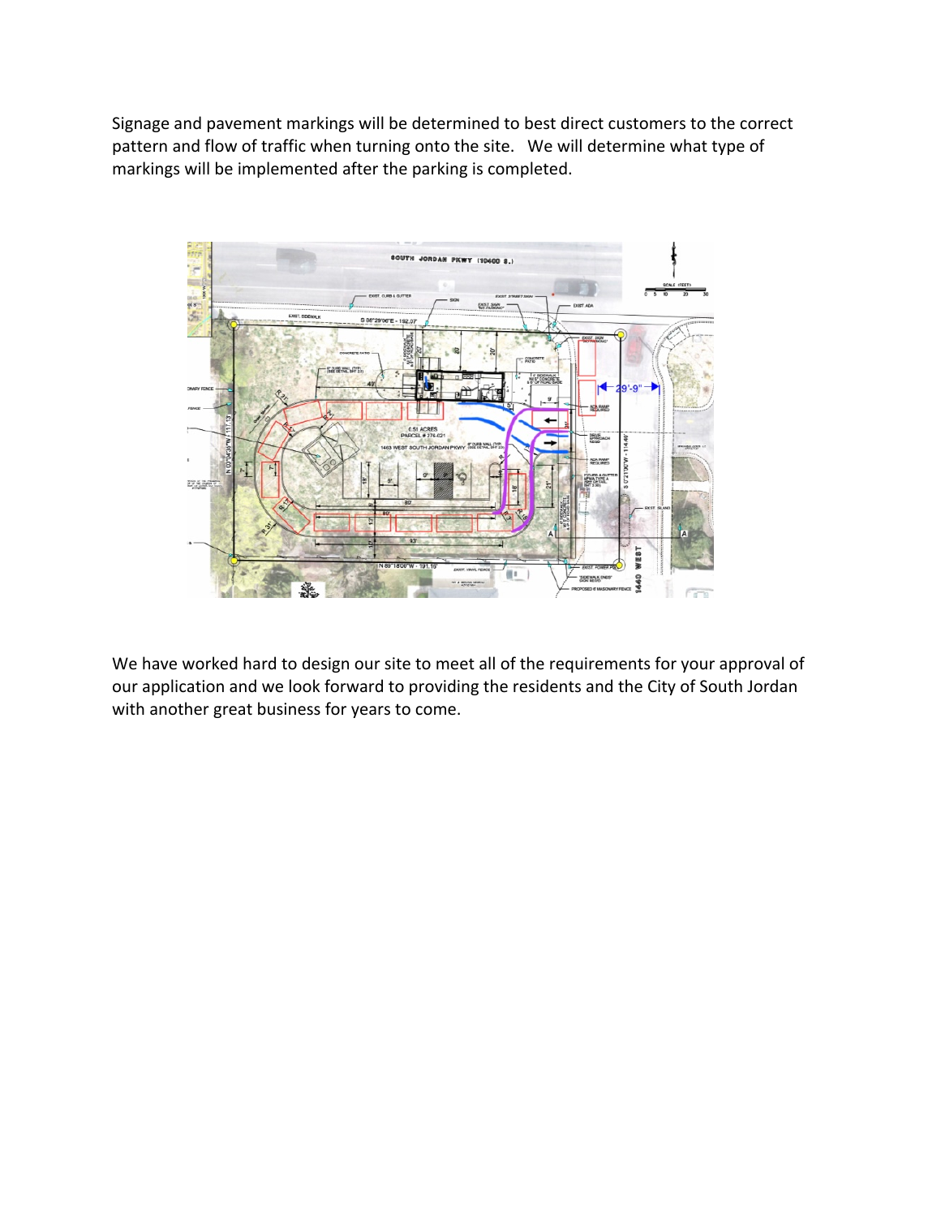Signage and pavement markings will be determined to best direct customers to the correct pattern and flow of traffic when turning onto the site.   We will determine what type of markings will be implemented after the parking is completed.

SOUTH JORDAN PKWY (10400 S.)

1440 WEST

0.51 ACRES
PARCEL # 274-021
1463 WEST SOUTH JORDAN PKWY

29'-9"

We have worked hard to design our site to meet all of the requirements for your approval of our application and we look forward to providing the residents and the City of South Jordan with another great business for years to come.